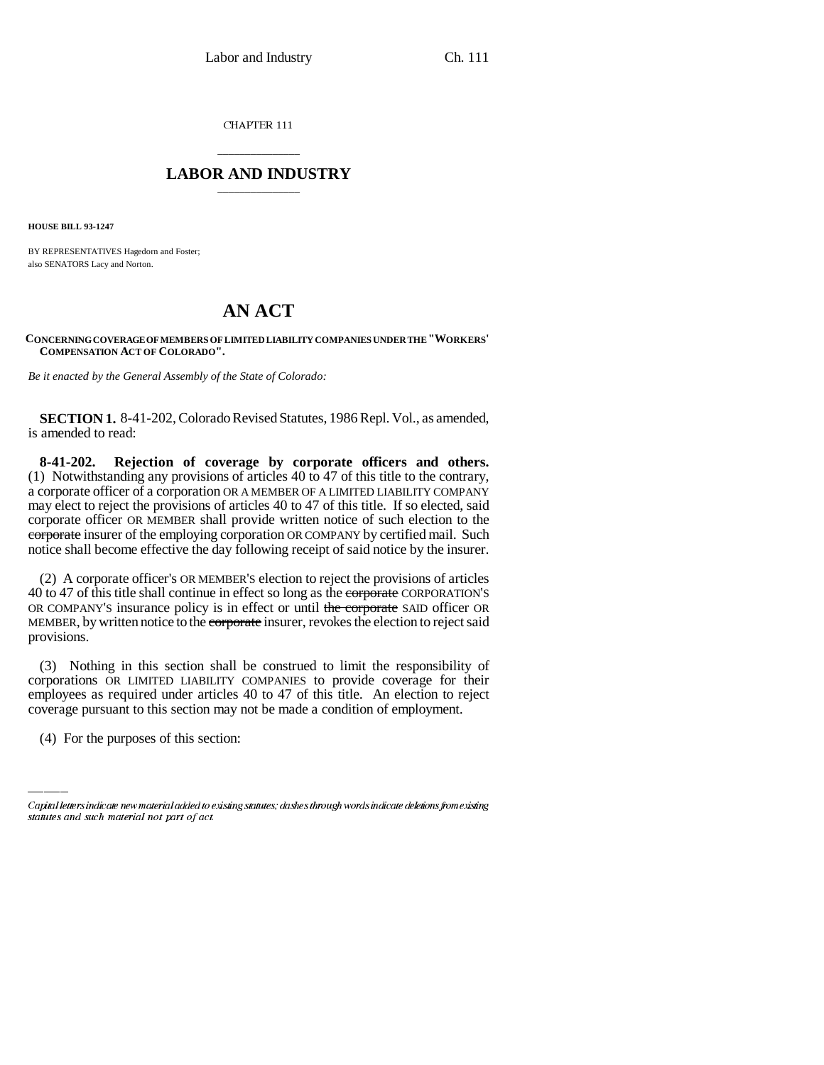CHAPTER 111

## LABOR AND INDUSTRY

**HOUSE BILL 93-1247**

BY REPRESENTATIVES Hagedorn and Foster;
also SENATORS Lacy and Norton.

# AN ACT

**CONCERNING COVERAGE OF MEMBERS OF LIMITED LIABILITY COMPANIES UNDER THE "WORKERS' COMPENSATION ACT OF COLORADO".**

*Be it enacted by the General Assembly of the State of Colorado:*

**SECTION 1.** 8-41-202, Colorado Revised Statutes, 1986 Repl. Vol., as amended, is amended to read:

**8-41-202. Rejection of coverage by corporate officers and others.** (1) Notwithstanding any provisions of articles 40 to 47 of this title to the contrary, a corporate officer of a corporation OR A MEMBER OF A LIMITED LIABILITY COMPANY may elect to reject the provisions of articles 40 to 47 of this title. If so elected, said corporate officer OR MEMBER shall provide written notice of such election to the ~~corporate~~ insurer of the employing corporation OR COMPANY by certified mail. Such notice shall become effective the day following receipt of said notice by the insurer.

(2) A corporate officer's OR MEMBER'S election to reject the provisions of articles 40 to 47 of this title shall continue in effect so long as the ~~corporate~~ CORPORATION'S OR COMPANY'S insurance policy is in effect or until ~~the corporate~~ SAID officer OR MEMBER, by written notice to the ~~corporate~~ insurer, revokes the election to reject said provisions.

(3) Nothing in this section shall be construed to limit the responsibility of corporations OR LIMITED LIABILITY COMPANIES to provide coverage for their employees as required under articles 40 to 47 of this title. An election to reject coverage pursuant to this section may not be made a condition of employment.

(4) For the purposes of this section:

Capital letters indicate new material added to existing statutes; dashes through words indicate deletions from existing statutes and such material not part of act.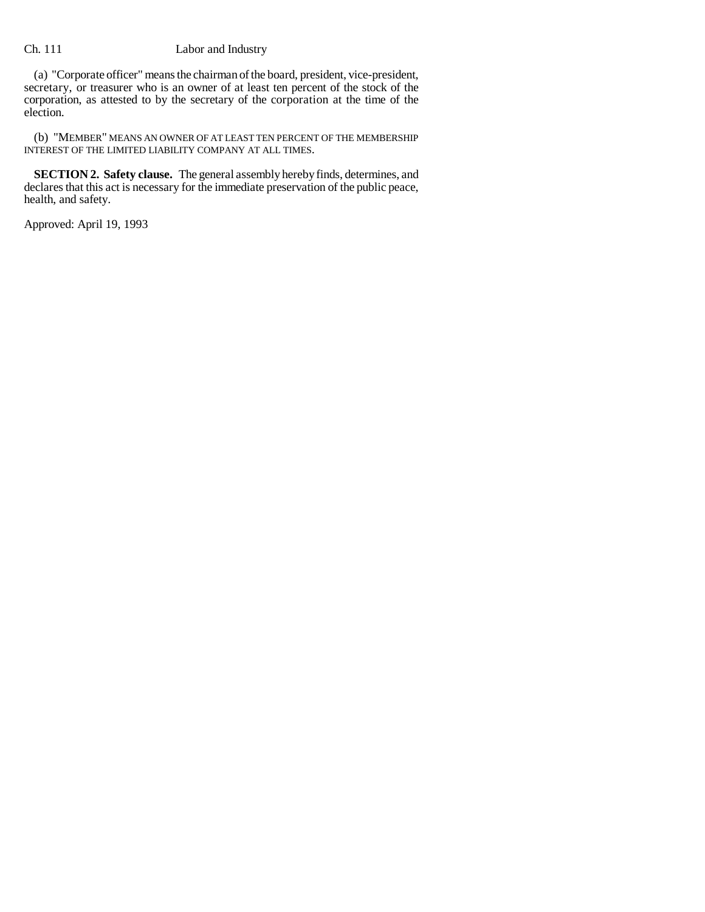(a) "Corporate officer" means the chairman of the board, president, vice-president, secretary, or treasurer who is an owner of at least ten percent of the stock of the corporation, as attested to by the secretary of the corporation at the time of the election.

(b) "MEMBER" MEANS AN OWNER OF AT LEAST TEN PERCENT OF THE MEMBERSHIP INTEREST OF THE LIMITED LIABILITY COMPANY AT ALL TIMES.

**SECTION 2. Safety clause.** The general assembly hereby finds, determines, and declares that this act is necessary for the immediate preservation of the public peace, health, and safety.

Approved: April 19, 1993